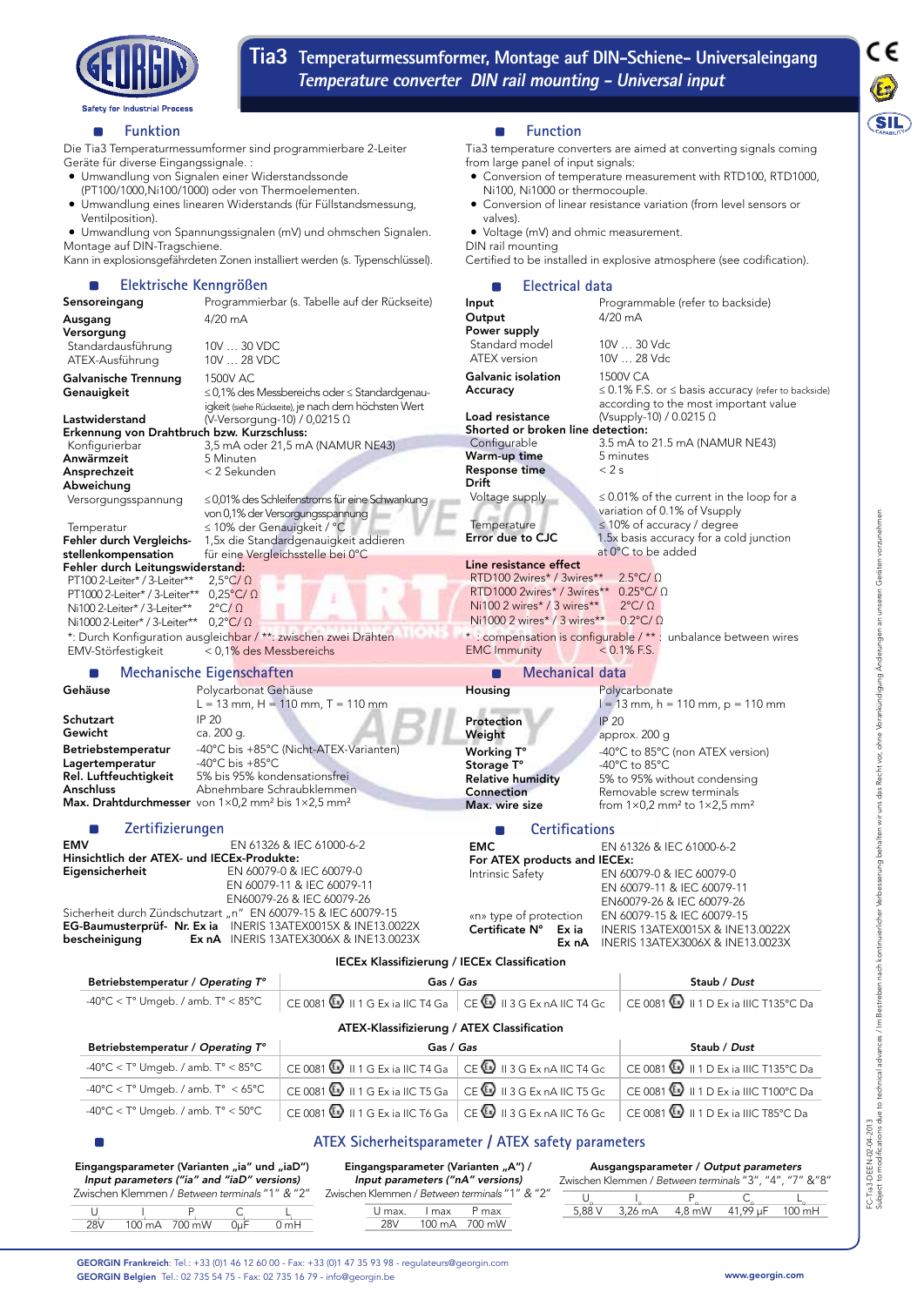# Tia3 Temperaturmessumformer, Montage auf DIN-Schiene- Universaleingang
## *Temperature converter DIN rail mounting - Universal input*

### Funktion

Die Tia3 Temperaturmessumformer sind programmierbare 2-Leiter Geräte für diverse Eingangssignale. :

- Umwandlung von Signalen einer Widerstandssonde (PT100/1000,Ni100/1000) oder von Thermoelementen.
- Umwandlung eines linearen Widerstands (für Füllstandsmessung, Ventilposition).
- Umwandlung von Spannungssignalen (mV) und ohmschen Signalen.

Montage auf DIN-Tragschiene.
Kann in explosionsgefährdeten Zonen installiert werden (s. Typenschlüssel).

### Function

Tia3 temperature converters are aimed at converting signals coming from large panel of input signals:

- Conversion of temperature measurement with RTD100, RTD1000, Ni100, Ni1000 or thermocouple.
- Conversion of linear resistance variation (from level sensors or valves).
- Voltage (mV) and ohmic measurement.

DIN rail mounting
Certified to be installed in explosive atmosphere (see codification).

### Elektrische Kenngrößen

| | |
|---|---|
| **Sensoreingang** | Programmierbar (s. Tabelle auf der Rückseite) |
| **Ausgang** | 4/20 mA |
| **Versorgung** | |
| Standardausführung | 10V … 30 VDC |
| ATEX-Ausführung | 10V … 28 VDC |
| **Galvanische Trennung** | 1500V AC |
| **Genauigkeit** | ≤ 0,1% des Messbereichs oder ≤ Standardgenauigkeit (siehe Rückseite), je nach dem höchsten Wert |
| **Lastwiderstand** | (V-Versorgung-10) / 0,0215 Ω |
| **Erkennung von Drahtbruch bzw. Kurzschluss:** | |
| Konfigurierbar | 3,5 mA oder 21,5 mA (NAMUR NE43) |
| **Anwärmzeit** | 5 Minuten |
| **Ansprechzeit** | < 2 Sekunden |
| **Abweichung** | |
| Versorgungsspannung | ≤ 0,01% des Schleifenstroms für eine Schwankung von 0,1% der Versorgungsspannung |
| Temperatur | ≤ 10% der Genauigkeit / °C |
| **Fehler durch Vergleichsstellenkompensation** | 1,5x die Standardgenauigkeit addieren für eine Vergleichsstelle bei 0°C |
| **Fehler durch Leitungswiderstand:** | |
| PT100 2-Leiter* / 3-Leiter** | 2,5°C/ Ω |
| PT1000 2-Leiter* / 3-Leiter** | 0,25°C/ Ω |
| Ni100 2-Leiter* / 3-Leiter** | 2°C/ Ω |
| Ni1000 2-Leiter* / 3-Leiter** | 0,2°C/ Ω |

*: Durch Konfiguration ausgleichbar / **: zwischen zwei Drähten

| | |
|---|---|
| EMV-Störfestigkeit | < 0,1% des Messbereichs |

### Electrical data

| | |
|---|---|
| **Input** | Programmable (refer to backside) |
| **Output** | 4/20 mA |
| **Power supply** | |
| Standard model | 10V … 30 Vdc |
| ATEX version | 10V … 28 Vdc |
| **Galvanic isolation** | 1500V CA |
| **Accuracy** | ≤ 0.1% F.S. or ≤ basis accuracy (refer to backside) according to the most important value |
| **Load resistance** | (Vsupply-10) / 0.0215 Ω |
| **Shorted or broken line detection:** | |
| Configurable | 3.5 mA to 21.5 mA (NAMUR NE43) |
| **Warm-up time** | 5 minutes |
| **Response time** | < 2 s |
| **Drift** | |
| Voltage supply | ≤ 0.01% of the current in the loop for a variation of 0.1% of Vsupply |
| Temperature | ≤ 10% of accuracy / degree |
| **Error due to CJC** | 1.5x basis accuracy for a cold junction at 0°C to be added |
| **Line resistance effect** | |
| RTD100 2wires* / 3wires** | 2.5°C/ Ω |
| RTD1000 2wires* / 3wires** | 0.25°C/ Ω |
| Ni100 2 wires* / 3 wires** | 2°C/ Ω |
| Ni1000 2 wires* / 3 wires** | 0.2°C/ Ω |

* : compensation is configurable / ** : unbalance between wires

| | |
|---|---|
| EMC Immunity | < 0.1% F.S. |

### Mechanische Eigenschaften

| | |
|---|---|
| **Gehäuse** | Polycarbonat Gehäuse<br>L = 13 mm, H = 110 mm, T = 110 mm |
| **Schutzart** | IP 20 |
| **Gewicht** | ca. 200 g. |
| **Betriebstemperatur** | -40°C bis +85°C (Nicht-ATEX-Varianten) |
| **Lagertemperatur** | -40°C bis +85°C |
| **Rel. Luftfeuchtigkeit** | 5% bis 95% kondensationsfrei |
| **Anschluss** | Abnehmbare Schraubklemmen |
| **Max. Drahtdurchmesser** | von 1×0,2 mm² bis 1×2,5 mm² |

### Mechanical data

| | |
|---|---|
| **Housing** | Polycarbonate<br>l = 13 mm, h = 110 mm, p = 110 mm |
| **Protection** | IP 20 |
| **Weight** | approx. 200 g |
| **Working T°** | -40°C to 85°C (non ATEX version) |
| **Storage T°** | -40°C to 85°C |
| **Relative humidity** | 5% to 95% without condensing |
| **Connection** | Removable screw terminals |
| **Max. wire size** | from 1×0,2 mm² to 1×2,5 mm² |

### Zertifizierungen

| | |
|---|---|
| **EMV** | EN 61326 & IEC 61000-6-2 |
| **Hinsichtlich der ATEX- und IECEx-Produkte:** | |
| **Eigensicherheit** | EN 60079-0 & IEC 60079-0<br>EN 60079-11 & IEC 60079-11<br>EN60079-26 & IEC 60079-26 |
| Sicherheit durch Zündschutzart „n" | EN 60079-15 & IEC 60079-15 |
| **EG-Baumusterprüf- Nr. bescheinigung** Ex ia | INERIS 13ATEX0015X & INE13.0022X |
| Ex nA | INERIS 13ATEX3006X & INE13.0023X |

### Certifications

| | |
|---|---|
| **EMC** | EN 61326 & IEC 61000-6-2 |
| **For ATEX products and IECEx:** | |
| Intrinsic Safety | EN 60079-0 & IEC 60079-0<br>EN 60079-11 & IEC 60079-11<br>EN60079-26 & IEC 60079-26 |
| «n» type of protection | EN 60079-15 & IEC 60079-15 |
| **Certificate N°** Ex ia | INERIS 13ATEX0015X & INE13.0022X |
| Ex nA | INERIS 13ATEX3006X & INE13.0023X |

**IECEx Klassifizierung / IECEx Classification**

| Betriebstemperatur / *Operating T°* | Gas / *Gas* | | Staub / *Dust* |
|---|---|---|---|
| -40°C < T° Umgeb. / amb. T° < 85°C | CE 0081 Ex II 1 G Ex ia IIC T4 Ga | CE Ex II 3 G Ex nA IIC T4 Gc | CE 0081 Ex II 1 D Ex ia IIIC T135°C Da |

**ATEX-Klassifizierung / ATEX Classification**

| Betriebstemperatur / *Operating T°* | Gas / *Gas* | | Staub / *Dust* |
|---|---|---|---|
| -40°C < T° Umgeb. / amb. T° < 85°C | CE 0081 Ex II 1 G Ex ia IIC T4 Ga | CE Ex II 3 G Ex nA IIC T4 Gc | CE 0081 Ex II 1 D Ex ia IIIC T135°C Da |
| -40°C < T° Umgeb. / amb. T° < 65°C | CE 0081 Ex II 1 G Ex ia IIC T5 Ga | CE Ex II 3 G Ex nA IIC T5 Gc | CE 0081 Ex II 1 D Ex ia IIIC T100°C Da |
| -40°C < T° Umgeb. / amb. T° < 50°C | CE 0081 Ex II 1 G Ex ia IIC T6 Ga | CE Ex II 3 G Ex nA IIC T6 Gc | CE 0081 Ex II 1 D Ex ia IIIC T85°C Da |

### ATEX Sicherheitsparameter / *ATEX safety parameters*

**Eingangsparameter (Varianten „ia" und „iaD")**
***Input parameters ("ia" and "iaD" versions)***
Zwischen Klemmen / *Between terminals* "1" & "2"

| U | I | P | C | L |
|---|---|---|---|---|
| 28V | 100 mA | 700 mW | 0µF | 0 mH |

**Eingangsparameter (Varianten „A") /**
***Input parameters ("nA" versions)***
Zwischen Klemmen / *Between terminals* "1" & "2"

| U max. | I max | P max |
|---|---|---|
| 28V | 100 mA | 700 mW |

**Ausgangsparameter / *Output parameters***
Zwischen Klemmen / *Between terminals* "3", "4", "7" &"8"

| $U_o$ | $I_o$ | $P_o$ | $C_o$ | $L_o$ |
|---|---|---|---|---|
| 5,88 V | 3,26 mA | 4,8 mW | 41,99 µF | 100 mH |

**GEORGIN Frankreich**: Tel.: +33 (0)1 46 12 60 00 - Fax: +33 (0)1 47 35 93 98 - regulateurs@georgin.com
**GEORGIN Belgien** Tel.: 02 735 54 75 - Fax: 02 735 16 79 - info@georgin.be
www.georgin.com

FC-Tia3-DEEN-02-04-2013
Subject to modifications due to technical advances / Im Bestreben nach kontinuierlicher Verbesserung behalten wir uns das Recht vor, ohne Vorankündigung Änderungen an unseren Geräten vorzunehmen.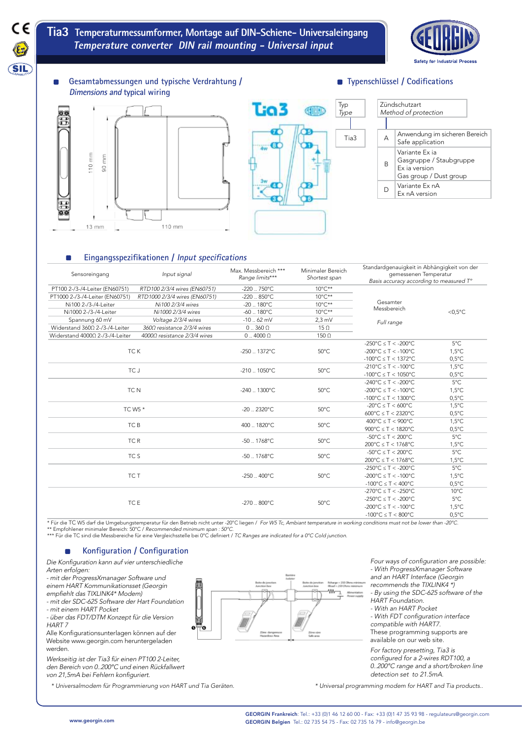# Tia3 Temperaturmessumformer, Montage auf DIN-Schiene- Universaleingang
*Temperature converter DIN rail mounting - Universal input*

## Gesamtabmessungen und typische Verdrahtung / *Dimensions and typical wiring*

13 mm
110 mm
110 mm
90 mm

## Typenschlüssel / *Codifications*

| Typ *Type* | Zündschutzart *Method of protection* | |
|---|---|---|
| Tia3 | A | Anwendung im sicheren Bereich *Safe application* |
| | B | Variante Ex ia *Gasgruppe / Staubgruppe* Ex ia version *Gas group / Dust group* |
| | D | Variante Ex nA *Ex nA version* |

## Eingangsspezifikationen / *Input specifications*

| Sensoreingang | *Input signal* | Max. Messbereich *** *Range limits**** | Minimaler Bereich *Shortest span* | Standardgenauigkeit in Abhängigkeit von der gemessenen Temperatur *Basis accuracy according to measured T°* | |
|---|---|---|---|---|---|
| PT100 2-/3-/4-Leiter (EN60751) | *RTD100 2/3/4 wires (EN60751)* | -220 .. 750°C | 10°C** | Gesamter Messbereich *Full range* | <0,5°C |
| PT1000 2-/3-/4-Leiter (EN60751) | *RTD1000 2/3/4 wires (EN60751)* | -220 .. 850°C | 10°C** | | |
| Ni100 2-/3-/4-Leiter | *Ni100 2/3/4 wires* | -20 .. 180°C | 10°C** | | |
| Ni1000 2-/3-/4-Leiter | *Ni1000 2/3/4 wires* | -60 .. 180°C | 10°C** | | |
| Spannung 60 mV | *Voltage 2/3/4 wires* | -10 .. 62 mV | 2,3 mV | | |
| Widerstand 360Ω 2-/3-/4-Leiter | *360Ω resistance 2/3/4 wires* | 0 .. 360 Ω | 15 Ω | | |
| Widerstand 4000Ω 2-/3-/4-Leiter | *4000Ω resistance 2/3/4 wires* | 0 .. 4000 Ω | 150 Ω | | |
| TC K | | -250 .. 1372°C | 50°C | -250°C ≤ T < -200°C | 5°C |
| | | | | -200°C ≤ T < -100°C | 1,5°C |
| | | | | -100°C ≤ T < 1372°C | 0,5°C |
| TC J | | -210 .. 1050°C | 50°C | -210°C ≤ T < -100°C | 1,5°C |
| | | | | -100°C ≤ T < 1050°C | 0,5°C |
| TC N | | -240 .. 1300°C | 50°C | -240°C ≤ T < -200°C | 5°C |
| | | | | -200°C ≤ T < -100°C | 1,5°C |
| | | | | -100°C ≤ T < 1300°C | 0,5°C |
| TC W5 * | | -20 .. 2320°C | 50°C | -20°C ≤ T < 600°C | 1,5°C |
| | | | | 600°C ≤ T < 2320°C | 0,5°C |
| TC B | | 400 .. 1820°C | 50°C | 400°C ≤ T < 900°C | 1,5°C |
| | | | | 900°C ≤ T < 1820°C | 0,5°C |
| TC R | | -50 .. 1768°C | 50°C | -50°C ≤ T < 200°C | 5°C |
| | | | | 200°C ≤ T < 1768°C | 1,5°C |
| TC S | | -50 .. 1768°C | 50°C | -50°C ≤ T < 200°C | 5°C |
| | | | | 200°C ≤ T < 1768°C | 1,5°C |
| TC T | | -250 .. 400°C | 50°C | -250°C ≤ T < -200°C | 5°C |
| | | | | -200°C ≤ T < -100°C | 1,5°C |
| | | | | -100°C ≤ T < 400°C | 0,5°C |
| TC E | | -270 .. 800°C | 50°C | -270°C ≤ T < -250°C | 10°C |
| | | | | -250°C ≤ T < -200°C | 5°C |
| | | | | -200°C ≤ T < -100°C | 1,5°C |
| | | | | -100°C ≤ T < 800°C | 0,5°C |

\* Für die TC W5 darf die Umgebungstemperatur für den Betrieb nicht unter -20°C liegen / *For W5 Tc, Ambiant temperature in working conditions must not be lower than -20°C.*
** Empfohlener minimaler Bereich: 50°C / *Recommended minimum span : 50°C.*
*** Für die TC sind die Messbereiche für eine Vergleichsstelle bei 0°C definiert / *TC Ranges are indicated for a 0°C Cold junction.*

## Konfiguration / *Configuration*

*Die Konfiguration kann auf vier unterschiedliche Arten erfolgen:*
*- mit der ProgressXmanager Software und einem HART Kommunikationsset (Georgin empfiehlt das TIXLINK4* Modem)*
*- mit der SDC-625 Software der Hart Foundation*
*- mit einem HART Pocket*
*- über das FDT/DTM Konzept für die Version HART 7*
Alle Konfigurationsunterlagen können auf der Website www.georgin.com heruntergeladen werden.

*Werkseitig ist der Tia3 für einen PT100 2-Leiter, den Bereich von 0..200°C und einen Rückfallwert von 21,5mA bei Fehlern konfiguriert.*

*Four ways of configuration are possible:*
*- With ProgressXmanager Software and an HART Interface (Georgin recommends the TIXLINK4 \*)*
*- By using the SDC-625 software of the HART Foundation.*
*- With an HART Pocket*
*- With FDT configuration interface compatible with HART7.*
These programming supports are available on our web site.

*For factory presetting, Tia3 is configured for a 2-wires RDT100, a 0..200°C range and a short/broken line detection set to 21.5mA.*

\* *Universalmodem für Programmierung von HART und Tia Geräten.*

\* *Universal programming modem for HART and Tia products..*

www.georgin.com

**GEORGIN Frankreich**: Tel.: +33 (0)1 46 12 60 00 - Fax: +33 (0)1 47 35 93 98 - regulateurs@georgin.com
**GEORGIN Belgien** Tel.: 02 735 54 75 - Fax: 02 735 16 79 - info@georgin.be